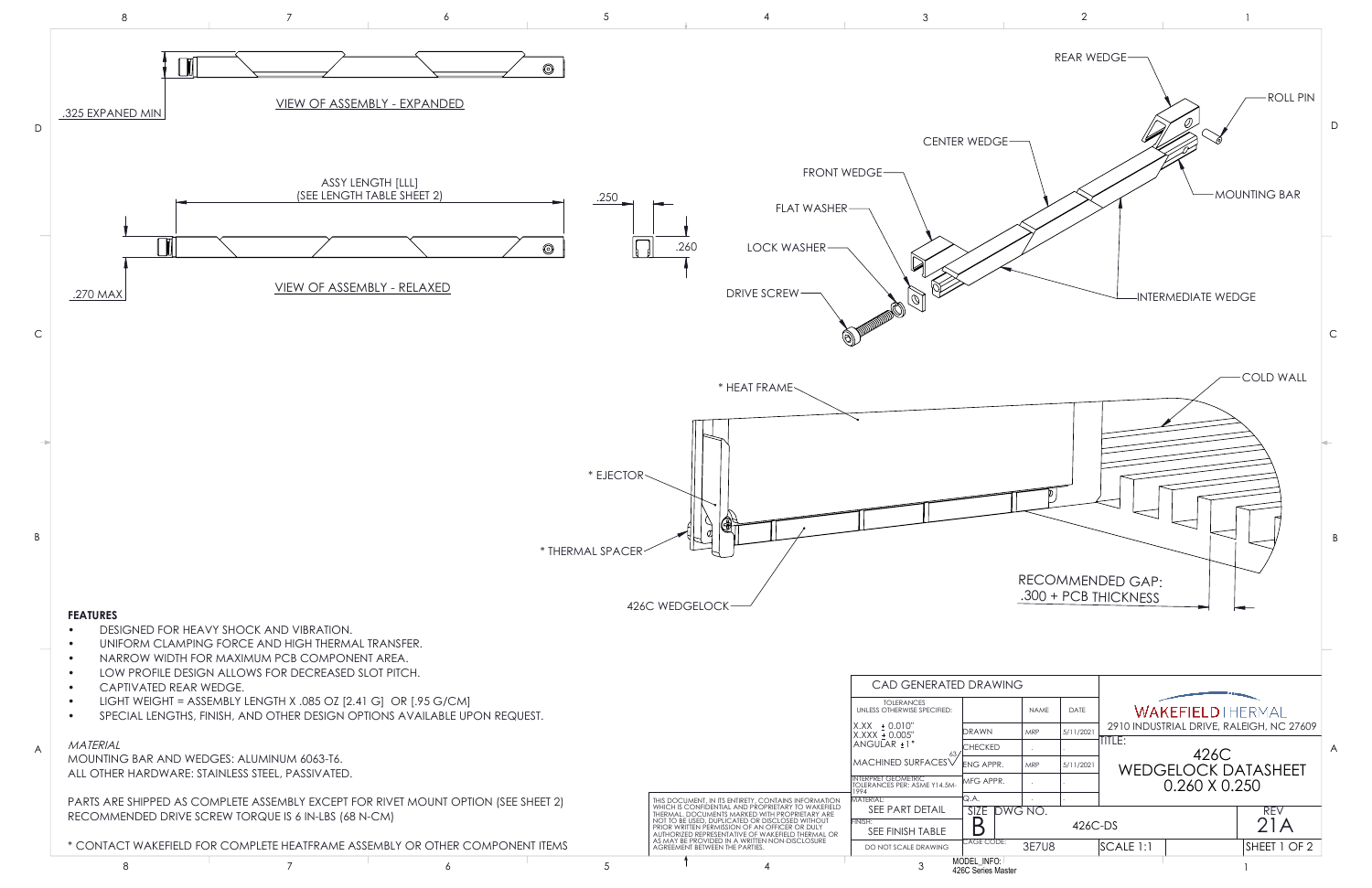VIEW OF ASSEMBLY - EXPANDED

.325 EXPANED MIN

ASSY LENGTH [LLL]
(SEE LENGTH TABLE SHEET 2)

.250

.260

.270 MAX

VIEW OF ASSEMBLY - RELAXED

REAR WEDGE

ROLL PIN

CENTER WEDGE

FRONT WEDGE

MOUNTING BAR

FLAT WASHER

LOCK WASHER

DRIVE SCREW

INTERMEDIATE WEDGE

* HEAT FRAME

COLD WALL

* EJECTOR

* THERMAL SPACER

426C WEDGELOCK

RECOMMENDED GAP:
.300 + PCB THICKNESS

**FEATURES**

- DESIGNED FOR HEAVY SHOCK AND VIBRATION.
- UNIFORM CLAMPING FORCE AND HIGH THERMAL TRANSFER.
- NARROW WIDTH FOR MAXIMUM PCB COMPONENT AREA.
- LOW PROFILE DESIGN ALLOWS FOR DECREASED SLOT PITCH.
- CAPTIVATED REAR WEDGE.
- LIGHT WEIGHT = ASSEMBLY LENGTH X .085 OZ [2.41 G] OR [.95 G/CM]
- SPECIAL LENGTHS, FINISH, AND OTHER DESIGN OPTIONS AVAILABLE UPON REQUEST.

*MATERIAL*

MOUNTING BAR AND WEDGES: ALUMINUM 6063-T6.
ALL OTHER HARDWARE: STAINLESS STEEL, PASSIVATED.

PARTS ARE SHIPPED AS COMPLETE ASSEMBLY EXCEPT FOR RIVET MOUNT OPTION (SEE SHEET 2)
RECOMMENDED DRIVE SCREW TORQUE IS 6 IN-LBS (68 N-CM)

* CONTACT WAKEFIELD FOR COMPLETE HEATFRAME ASSEMBLY OR OTHER COMPONENT ITEMS

THIS DOCUMENT, IN ITS ENTIRETY, CONTAINS INFORMATION WHICH IS CONFIDENTIAL AND PROPRIETARY TO WAKEFIELD THERMAL. DOCUMENTS MARKED WITH PROPRIETARY ARE NOT TO BE USED, DUPLICATED OR DISCLOSED WITHOUT PRIOR WRITTEN PERMISSION OF AN OFFICER OR DULY AUTHORIZED REPRESENTATIVE OF WAKEFIELD THERMAL OR AS MAY BE PROVIDED IN A WRITTEN NON-DISCLOSURE AGREEMENT BETWEEN THE PARTIES.

| CAD GENERATED DRAWING | | | |
|---|---|---|---|
| TOLERANCES UNLESS OTHERWISE SPECIFIED: | | NAME | DATE |
| X.XX ± 0.010" X.XXX ± 0.005" ANGULAR ±1° | DRAWN | MRP | 5/11/2021 |
| | CHECKED | . | . |
| MACHINED SURFACES 63 | ENG APPR. | MRP | 5/11/2021 |
| INTERPRET GEOMETRIC TOLERANCES PER: ASME Y14.5M-1994 | MFG APPR. | . | . |
| | Q.A. | . | . |
| MATERIAL: SEE PART DETAIL | SIZE B | DWG NO. 426C-DS | |
| FINISH: SEE FINISH TABLE | CAGE CODE: 3E7U8 | | |
| DO NOT SCALE DRAWING | MODEL_INFO: 426C Series Master | | |

WAKEFIELD | HERVAL
2910 INDUSTRIAL DRIVE, RALEIGH, NC 27609

TITLE:
426C
WEDGELOCK DATASHEET
0.260 X 0.250

REV 21A

SCALE 1:1

SHEET 1 OF 2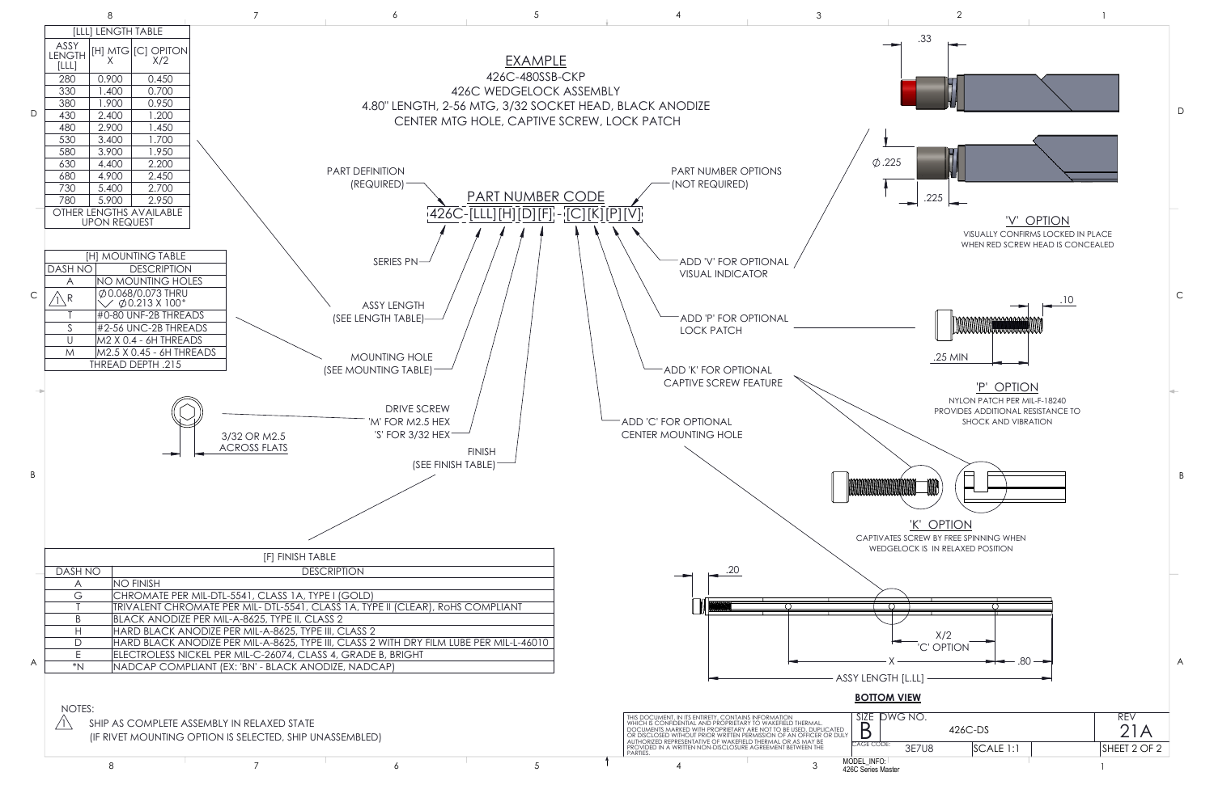## [LLL] LENGTH TABLE

| ASSY LENGTH [LLL] | [H] MTG X | [C] OPITON X/2 |
|---|---|---|
| 280 | 0.900 | 0.450 |
| 330 | 1.400 | 0.700 |
| 380 | 1.900 | 0.950 |
| 430 | 2.400 | 1.200 |
| 480 | 2.900 | 1.450 |
| 530 | 3.400 | 1.700 |
| 580 | 3.900 | 1.950 |
| 630 | 4.400 | 2.200 |
| 680 | 4.900 | 2.450 |
| 730 | 5.400 | 2.700 |
| 780 | 5.900 | 2.950 |
| OTHER LENGTHS AVAILABLE UPON REQUEST | | |

## EXAMPLE

426C-480SSB-CKP
426C WEDGELOCK ASSEMBLY
4.80" LENGTH, 2-56 MTG, 3/32 SOCKET HEAD, BLACK ANODIZE
CENTER MTG HOLE, CAPTIVE SCREW, LOCK PATCH

## PART NUMBER CODE

426C-[LLL][H][D][F]-[C][K][P][V]

PART DEFINITION (REQUIRED)

PART NUMBER OPTIONS (NOT REQUIRED)

- SERIES PN
- ASSY LENGTH (SEE LENGTH TABLE)
- MOUNTING HOLE (SEE MOUNTING TABLE)
- DRIVE SCREW 'M' FOR M2.5 HEX 'S' FOR 3/32 HEX
- FINISH (SEE FINISH TABLE)
- ADD 'C' FOR OPTIONAL CENTER MOUNTING HOLE
- ADD 'K' FOR OPTIONAL CAPTIVE SCREW FEATURE
- ADD 'P' FOR OPTIONAL LOCK PATCH
- ADD 'V' FOR OPTIONAL VISUAL INDICATOR

## [H] MOUNTING TABLE

| DASH NO | DESCRIPTION |
|---|---|
| A | NO MOUNTING HOLES |
| R (1) | Ø0.068/0.073 THRU ⌵ Ø0.213 X 100° |
| T | #0-80 UNF-2B THREADS |
| S | #2-56 UNC-2B THREADS |
| U | M2 X 0.4 - 6H THREADS |
| M | M2.5 X 0.45 - 6H THREADS |
| THREAD DEPTH .215 | |

3/32 OR M2.5 ACROSS FLATS

## [F] FINISH TABLE

| DASH NO | DESCRIPTION |
|---|---|
| A | NO FINISH |
| G | CHROMATE PER MIL-DTL-5541, CLASS 1A, TYPE I (GOLD) |
| T | TRIVALENT CHROMATE PER MIL- DTL-5541, CLASS 1A, TYPE II (CLEAR), RoHS COMPLIANT |
| B | BLACK ANODIZE PER MIL-A-8625, TYPE II, CLASS 2 |
| H | HARD BLACK ANODIZE PER MIL-A-8625, TYPE III, CLASS 2 |
| D | HARD BLACK ANODIZE PER MIL-A-8625, TYPE III, CLASS 2 WITH DRY FILM LUBE PER MIL-L-46010 |
| E | ELECTROLESS NICKEL PER MIL-C-26074, CLASS 4, GRADE B, BRIGHT |
| *N | NADCAP COMPLIANT (EX: 'BN' - BLACK ANODIZE, NADCAP) |

NOTES:

1. SHIP AS COMPLETE ASSEMBLY IN RELAXED STATE (IF RIVET MOUNTING OPTION IS SELECTED, SHIP UNASSEMBLED)

.33

Ø.225

.225

## 'V' OPTION

VISUALLY CONFIRMS LOCKED IN PLACE WHEN RED SCREW HEAD IS CONCEALED

.10

.25 MIN

## 'P' OPTION

NYLON PATCH PER MIL-F-18240 PROVIDES ADDITIONAL RESISTANCE TO SHOCK AND VIBRATION

## 'K' OPTION

CAPTIVATES SCREW BY FREE SPINNING WHEN WEDGELOCK IS IN RELAXED POSITION

.20

X/2 'C' OPTION

X

.80

ASSY LENGTH [L.LL]

**BOTTOM VIEW**

THIS DOCUMENT, IN ITS ENTIRETY, CONTAINS INFORMATION WHICH IS CONFIDENTIAL AND PROPRIETARY TO WAKEFIELD THERMAL. DOCUMENTS MARKED WITH PROPRIETARY ARE NOT TO BE USED, DUPLICATED OR DISCLOSED WITHOUT PRIOR WRITTEN PERMISSION OF AN OFFICER OR DULY AUTHORIZED REPRESENTATIVE OF WAKEFIELD THERMAL OR AS MAY BE PROVIDED IN A WRITTEN NON-DISCLOSURE AGREEMENT BETWEEN THE PARTIES.

| SIZE | DWG NO. | | REV |
|---|---|---|---|
| B | 426C-DS | | 21A |
| CAGE CODE: 3E7U8 | | SCALE 1:1 | SHEET 2 OF 2 |

MODEL_INFO: 426C Series Master